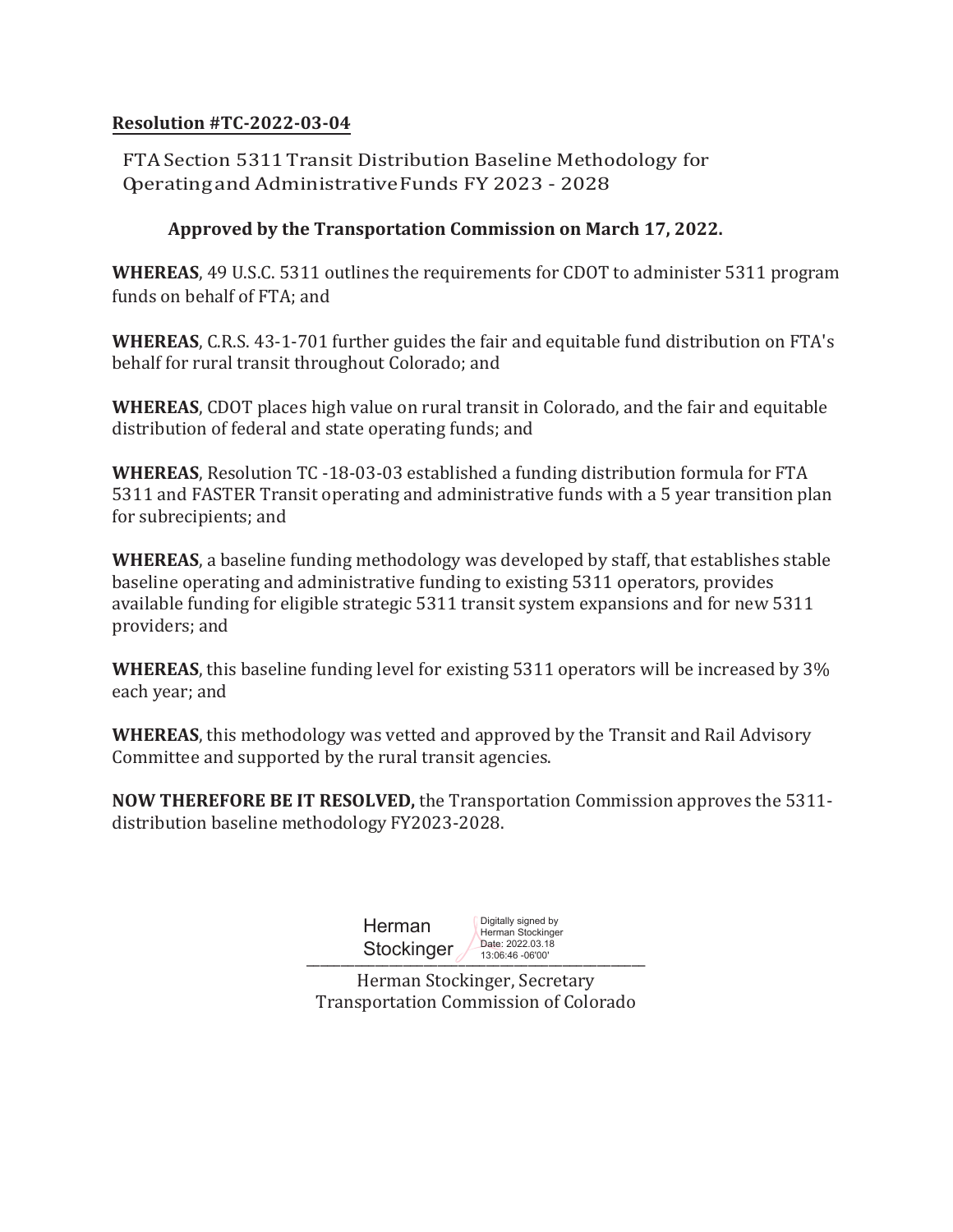**Resolution #TC-2022-03-04**

FTA Section 5311 Transit Distribution Baseline Methodology for Operating and Administrative Funds FY 2023 - 2028

**Approved by the Transportation Commission on March 17, 2022.**

**WHEREAS**, 49 U.S.C. 5311 outlines the requirements for CDOT to administer 5311 program funds on behalf of FTA; and

**WHEREAS**, C.R.S. 43-1-701 further guides the fair and equitable fund distribution on FTA's behalf for rural transit throughout Colorado; and

**WHEREAS**, CDOT places high value on rural transit in Colorado, and the fair and equitable distribution of federal and state operating funds; and

**WHEREAS**, Resolution TC -18-03-03 established a funding distribution formula for FTA 5311 and FASTER Transit operating and administrative funds with a 5 year transition plan for subrecipients; and

**WHEREAS**, a baseline funding methodology was developed by staff, that establishes stable baseline operating and administrative funding to existing 5311 operators, provides available funding for eligible strategic 5311 transit system expansions and for new 5311 providers; and

**WHEREAS**, this baseline funding level for existing 5311 operators will be increased by 3% each year; and

**WHEREAS**, this methodology was vetted and approved by the Transit and Rail Advisory Committee and supported by the rural transit agencies.

**NOW THEREFORE BE IT RESOLVED,** the Transportation Commission approves the 5311-distribution baseline methodology FY2023-2028.

Herman Stockinger — Digitally signed by Herman Stockinger Date: 2022.03.18 13:06:46 -06'00'

Herman Stockinger, Secretary
Transportation Commission of Colorado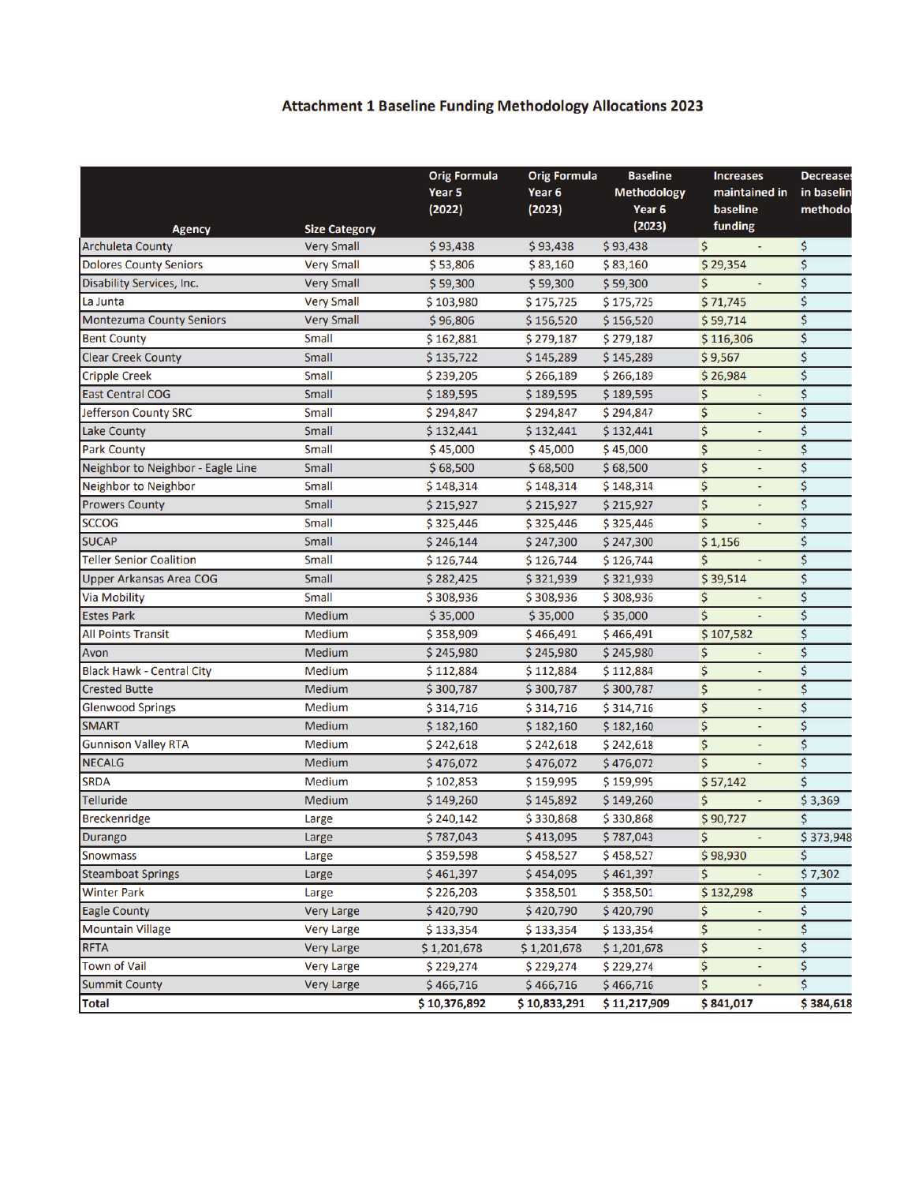# Attachment 1 Baseline Funding Methodology Allocations 2023

| Agency | Size Category | Orig Formula Year 5 (2022) | Orig Formula Year 6 (2023) | Baseline Methodology Year 6 (2023) | Increases maintained in baseline funding | Decrease in baselin methodol |
|---|---|---|---|---|---|---|
| Archuleta County | Very Small | $ 93,438 | $ 93,438 | $ 93,438 | $ - | $ |
| Dolores County Seniors | Very Small | $ 53,806 | $ 83,160 | $ 83,160 | $ 29,354 | $ |
| Disability Services, Inc. | Very Small | $ 59,300 | $ 59,300 | $ 59,300 | $ - | $ |
| La Junta | Very Small | $ 103,980 | $ 175,725 | $ 175,725 | $ 71,745 | $ |
| Montezuma County Seniors | Very Small | $ 96,806 | $ 156,520 | $ 156,520 | $ 59,714 | $ |
| Bent County | Small | $ 162,881 | $ 279,187 | $ 279,187 | $ 116,306 | $ |
| Clear Creek County | Small | $ 135,722 | $ 145,289 | $ 145,289 | $ 9,567 | $ |
| Cripple Creek | Small | $ 239,205 | $ 266,189 | $ 266,189 | $ 26,984 | $ |
| East Central COG | Small | $ 189,595 | $ 189,595 | $ 189,595 | $ - | $ |
| Jefferson County SRC | Small | $ 294,847 | $ 294,847 | $ 294,847 | $ - | $ |
| Lake County | Small | $ 132,441 | $ 132,441 | $ 132,441 | $ - | $ |
| Park County | Small | $ 45,000 | $ 45,000 | $ 45,000 | $ - | $ |
| Neighbor to Neighbor - Eagle Line | Small | $ 68,500 | $ 68,500 | $ 68,500 | $ - | $ |
| Neighbor to Neighbor | Small | $ 148,314 | $ 148,314 | $ 148,314 | $ - | $ |
| Prowers County | Small | $ 215,927 | $ 215,927 | $ 215,927 | $ - | $ |
| SCCOG | Small | $ 325,446 | $ 325,446 | $ 325,446 | $ - | $ |
| SUCAP | Small | $ 246,144 | $ 247,300 | $ 247,300 | $ 1,156 | $ |
| Teller Senior Coalition | Small | $ 126,744 | $ 126,744 | $ 126,744 | $ - | $ |
| Upper Arkansas Area COG | Small | $ 282,425 | $ 321,939 | $ 321,939 | $ 39,514 | $ |
| Via Mobility | Small | $ 308,936 | $ 308,936 | $ 308,936 | $ - | $ |
| Estes Park | Medium | $ 35,000 | $ 35,000 | $ 35,000 | $ - | $ |
| All Points Transit | Medium | $ 358,909 | $ 466,491 | $ 466,491 | $ 107,582 | $ |
| Avon | Medium | $ 245,980 | $ 245,980 | $ 245,980 | $ - | $ |
| Black Hawk - Central City | Medium | $ 112,884 | $ 112,884 | $ 112,884 | $ - | $ |
| Crested Butte | Medium | $ 300,787 | $ 300,787 | $ 300,787 | $ - | $ |
| Glenwood Springs | Medium | $ 314,716 | $ 314,716 | $ 314,716 | $ - | $ |
| SMART | Medium | $ 182,160 | $ 182,160 | $ 182,160 | $ - | $ |
| Gunnison Valley RTA | Medium | $ 242,618 | $ 242,618 | $ 242,618 | $ - | $ |
| NECALG | Medium | $ 476,072 | $ 476,072 | $ 476,072 | $ - | $ |
| SRDA | Medium | $ 102,853 | $ 159,995 | $ 159,995 | $ 57,142 | $ |
| Telluride | Medium | $ 149,260 | $ 145,892 | $ 149,260 | $ - | $ 3,369 |
| Breckenridge | Large | $ 240,142 | $ 330,868 | $ 330,868 | $ 90,727 | $ |
| Durango | Large | $ 787,043 | $ 413,095 | $ 787,043 | $ - | $ 373,948 |
| Snowmass | Large | $ 359,598 | $ 458,527 | $ 458,527 | $ 98,930 | $ |
| Steamboat Springs | Large | $ 461,397 | $ 454,095 | $ 461,397 | $ - | $ 7,302 |
| Winter Park | Large | $ 226,203 | $ 358,501 | $ 358,501 | $ 132,298 | $ |
| Eagle County | Very Large | $ 420,790 | $ 420,790 | $ 420,790 | $ - | $ |
| Mountain Village | Very Large | $ 133,354 | $ 133,354 | $ 133,354 | $ - | $ |
| RFTA | Very Large | $ 1,201,678 | $ 1,201,678 | $ 1,201,678 | $ - | $ |
| Town of Vail | Very Large | $ 229,274 | $ 229,274 | $ 229,274 | $ - | $ |
| Summit County | Very Large | $ 466,716 | $ 466,716 | $ 466,716 | $ - | $ |
| **Total** | | **$ 10,376,892** | **$ 10,833,291** | **$ 11,217,909** | **$ 841,017** | **$ 384,618** |